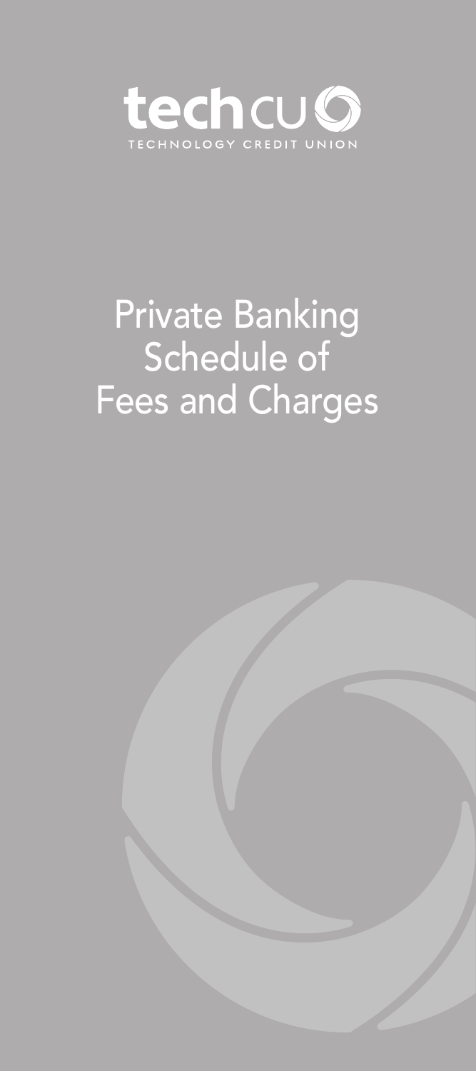techcu

TECHNOLOGY CREDIT UNION

# Private Banking Schedule of Fees and Charges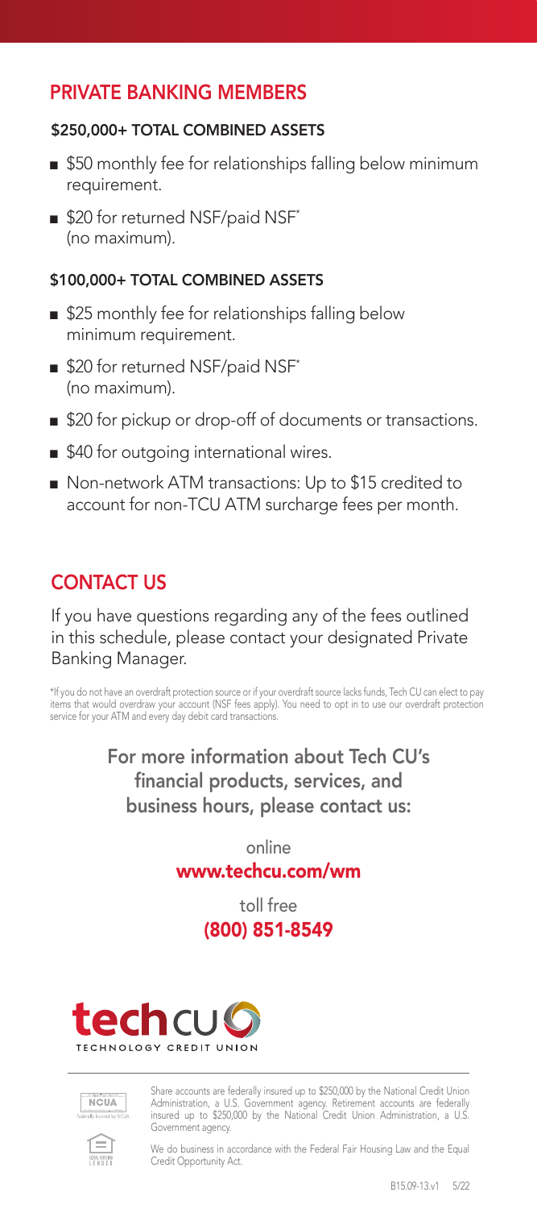## PRIVATE BANKING MEMBERS

### $250,000+ TOTAL COMBINED ASSETS

- $50 monthly fee for relationships falling below minimum requirement.
- $20 for returned NSF/paid NSF* (no maximum).

### $100,000+ TOTAL COMBINED ASSETS

- $25 monthly fee for relationships falling below minimum requirement.
- $20 for returned NSF/paid NSF* (no maximum).
- $20 for pickup or drop-off of documents or transactions.
- $40 for outgoing international wires.
- Non-network ATM transactions: Up to $15 credited to account for non-TCU ATM surcharge fees per month.

## CONTACT US

If you have questions regarding any of the fees outlined in this schedule, please contact your designated Private Banking Manager.

*If you do not have an overdraft protection source or if your overdraft source lacks funds, Tech CU can elect to pay items that would overdraw your account (NSF fees apply). You need to opt in to use our overdraft protection service for your ATM and every day debit card transactions.

**For more information about Tech CU's financial products, services, and business hours, please contact us:**

online
**www.techcu.com/wm**

toll free
**(800) 851-8549**

techCU
TECHNOLOGY CREDIT UNION

Share accounts are federally insured up to $250,000 by the National Credit Union Administration, a U.S. Government agency. Retirement accounts are federally insured up to $250,000 by the National Credit Union Administration, a U.S. Government agency.

We do business in accordance with the Federal Fair Housing Law and the Equal Credit Opportunity Act.

B15.09-13.v1 5/22